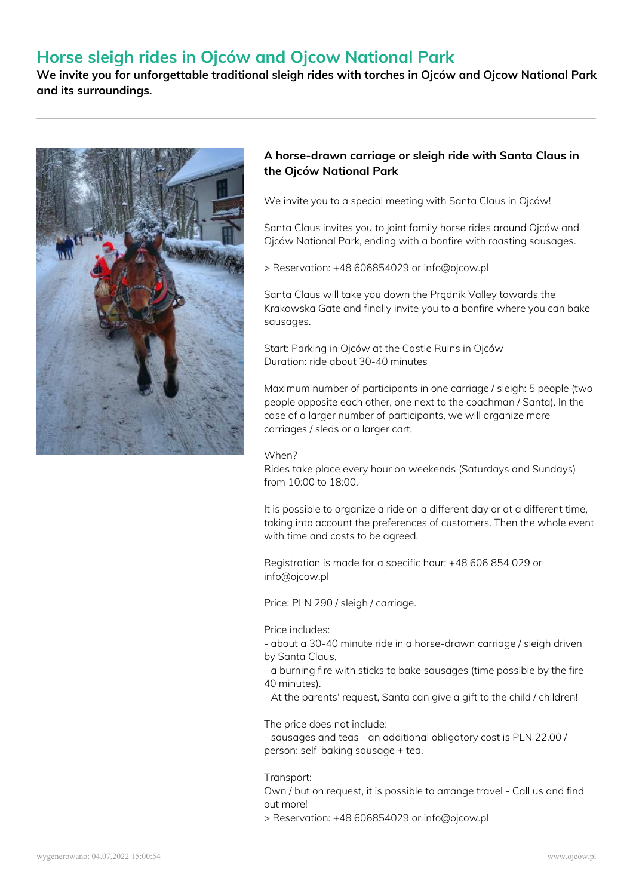# Horse sleigh rides in Ojców and Ojcow National Park

**We invite you for unforgettable traditional sleigh rides with torches in Ojców and Ojcow National Park and its surroundings.**

---

### A horse-drawn carriage or sleigh ride with Santa Claus in the Ojców National Park

We invite you to a special meeting with Santa Claus in Ojców!

Santa Claus invites you to joint family horse rides around Ojców and Ojców National Park, ending with a bonfire with roasting sausages.

> Reservation: +48 606854029 or info@ojcow.pl

Santa Claus will take you down the Prądnik Valley towards the Krakowska Gate and finally invite you to a bonfire where you can bake sausages.

Start: Parking in Ojców at the Castle Ruins in Ojców
Duration: ride about 30-40 minutes

Maximum number of participants in one carriage / sleigh: 5 people (two people opposite each other, one next to the coachman / Santa). In the case of a larger number of participants, we will organize more carriages / sleds or a larger cart.

When?
Rides take place every hour on weekends (Saturdays and Sundays) from 10:00 to 18:00.

It is possible to organize a ride on a different day or at a different time, taking into account the preferences of customers. Then the whole event with time and costs to be agreed.

Registration is made for a specific hour: +48 606 854 029 or info@ojcow.pl

Price: PLN 290 / sleigh / carriage.

Price includes:
- about a 30-40 minute ride in a horse-drawn carriage / sleigh driven by Santa Claus,
- a burning fire with sticks to bake sausages (time possible by the fire - 40 minutes).
- At the parents' request, Santa can give a gift to the child / children!

The price does not include:
- sausages and teas - an additional obligatory cost is PLN 22.00 / person: self-baking sausage + tea.

Transport:
Own / but on request, it is possible to arrange travel - Call us and find out more!
> Reservation: +48 606854029 or info@ojcow.pl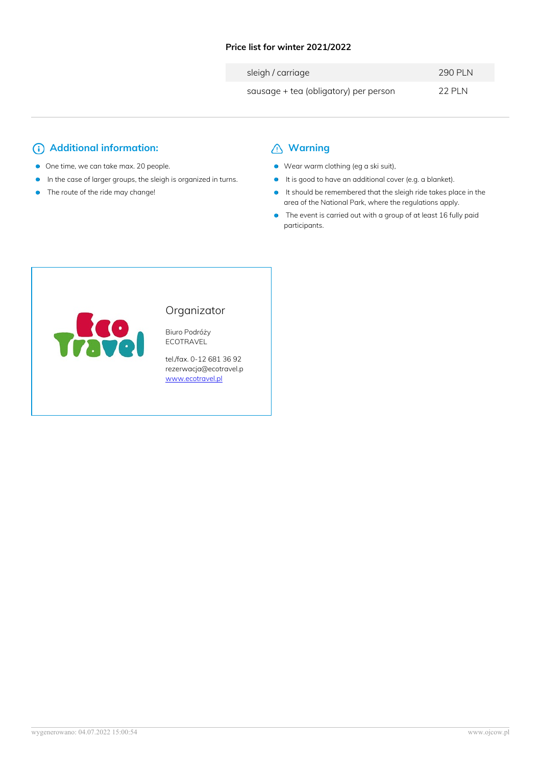**Price list for winter 2021/2022**

| | |
|---|---|
| sleigh / carriage | 290 PLN |
| sausage + tea (obligatory) per person | 22 PLN |

## Additional information:

- One time, we can take max. 20 people.
- In the case of larger groups, the sleigh is organized in turns.
- The route of the ride may change!

## Warning

- Wear warm clothing (eg a ski suit),
- It is good to have an additional cover (e.g. a blanket).
- It should be remembered that the sleigh ride takes place in the area of the National Park, where the regulations apply.
- The event is carried out with a group of at least 16 fully paid participants.

Eco Travel

### Organizator

Biuro Podróży
ECOTRAVEL

tel./fax. 0-12 681 36 92
rezerwacja@ecotravel.p
www.ecotravel.pl

wygenerowano: 04.07.2022 15:00:54

www.ojcow.pl